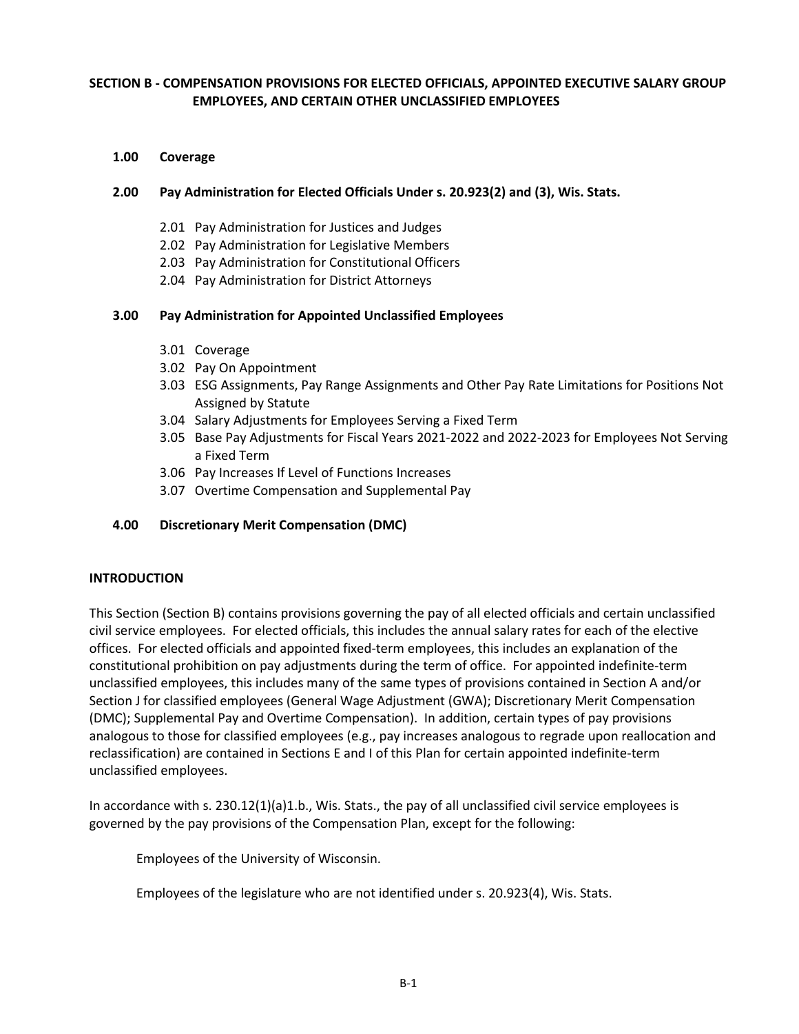## SECTION B - COMPENSATION PROVISIONS FOR ELECTED OFFICIALS, APPOINTED EXECUTIVE SALARY GROUP EMPLOYEES, AND CERTAIN OTHER UNCLASSIFIED EMPLOYEES

**1.00 Coverage**

**2.00 Pay Administration for Elected Officials Under s. 20.923(2) and (3), Wis. Stats.**

- 2.01 Pay Administration for Justices and Judges
- 2.02 Pay Administration for Legislative Members
- 2.03 Pay Administration for Constitutional Officers
- 2.04 Pay Administration for District Attorneys

**3.00 Pay Administration for Appointed Unclassified Employees**

- 3.01 Coverage
- 3.02 Pay On Appointment
- 3.03 ESG Assignments, Pay Range Assignments and Other Pay Rate Limitations for Positions Not Assigned by Statute
- 3.04 Salary Adjustments for Employees Serving a Fixed Term
- 3.05 Base Pay Adjustments for Fiscal Years 2021-2022 and 2022-2023 for Employees Not Serving a Fixed Term
- 3.06 Pay Increases If Level of Functions Increases
- 3.07 Overtime Compensation and Supplemental Pay

**4.00 Discretionary Merit Compensation (DMC)**

### INTRODUCTION

This Section (Section B) contains provisions governing the pay of all elected officials and certain unclassified civil service employees. For elected officials, this includes the annual salary rates for each of the elective offices. For elected officials and appointed fixed-term employees, this includes an explanation of the constitutional prohibition on pay adjustments during the term of office. For appointed indefinite-term unclassified employees, this includes many of the same types of provisions contained in Section A and/or Section J for classified employees (General Wage Adjustment (GWA); Discretionary Merit Compensation (DMC); Supplemental Pay and Overtime Compensation). In addition, certain types of pay provisions analogous to those for classified employees (e.g., pay increases analogous to regrade upon reallocation and reclassification) are contained in Sections E and I of this Plan for certain appointed indefinite-term unclassified employees.

In accordance with s. 230.12(1)(a)1.b., Wis. Stats., the pay of all unclassified civil service employees is governed by the pay provisions of the Compensation Plan, except for the following:

Employees of the University of Wisconsin.

Employees of the legislature who are not identified under s. 20.923(4), Wis. Stats.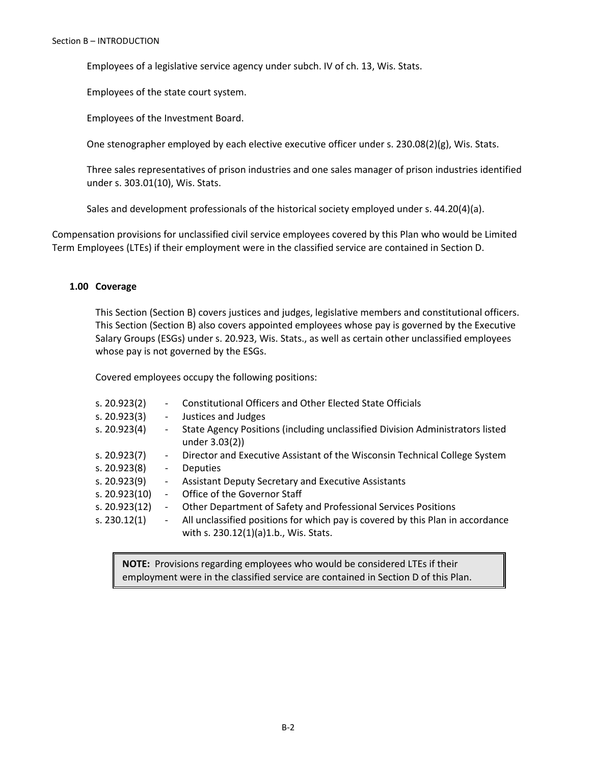Employees of a legislative service agency under subch. IV of ch. 13, Wis. Stats.

Employees of the state court system.

Employees of the Investment Board.

One stenographer employed by each elective executive officer under s. 230.08(2)(g), Wis. Stats.

Three sales representatives of prison industries and one sales manager of prison industries identified under s. 303.01(10), Wis. Stats.

Sales and development professionals of the historical society employed under s. 44.20(4)(a).

Compensation provisions for unclassified civil service employees covered by this Plan who would be Limited Term Employees (LTEs) if their employment were in the classified service are contained in Section D.

### 1.00 Coverage

This Section (Section B) covers justices and judges, legislative members and constitutional officers. This Section (Section B) also covers appointed employees whose pay is governed by the Executive Salary Groups (ESGs) under s. 20.923, Wis. Stats., as well as certain other unclassified employees whose pay is not governed by the ESGs.

Covered employees occupy the following positions:

| | | |
|---|---|---|
| s. 20.923(2) | - | Constitutional Officers and Other Elected State Officials |
| s. 20.923(3) | - | Justices and Judges |
| s. 20.923(4) | - | State Agency Positions (including unclassified Division Administrators listed under 3.03(2)) |
| s. 20.923(7) | - | Director and Executive Assistant of the Wisconsin Technical College System |
| s. 20.923(8) | - | Deputies |
| s. 20.923(9) | - | Assistant Deputy Secretary and Executive Assistants |
| s. 20.923(10) | - | Office of the Governor Staff |
| s. 20.923(12) | - | Other Department of Safety and Professional Services Positions |
| s. 230.12(1) | - | All unclassified positions for which pay is covered by this Plan in accordance with s. 230.12(1)(a)1.b., Wis. Stats. |

> **NOTE:** Provisions regarding employees who would be considered LTEs if their employment were in the classified service are contained in Section D of this Plan.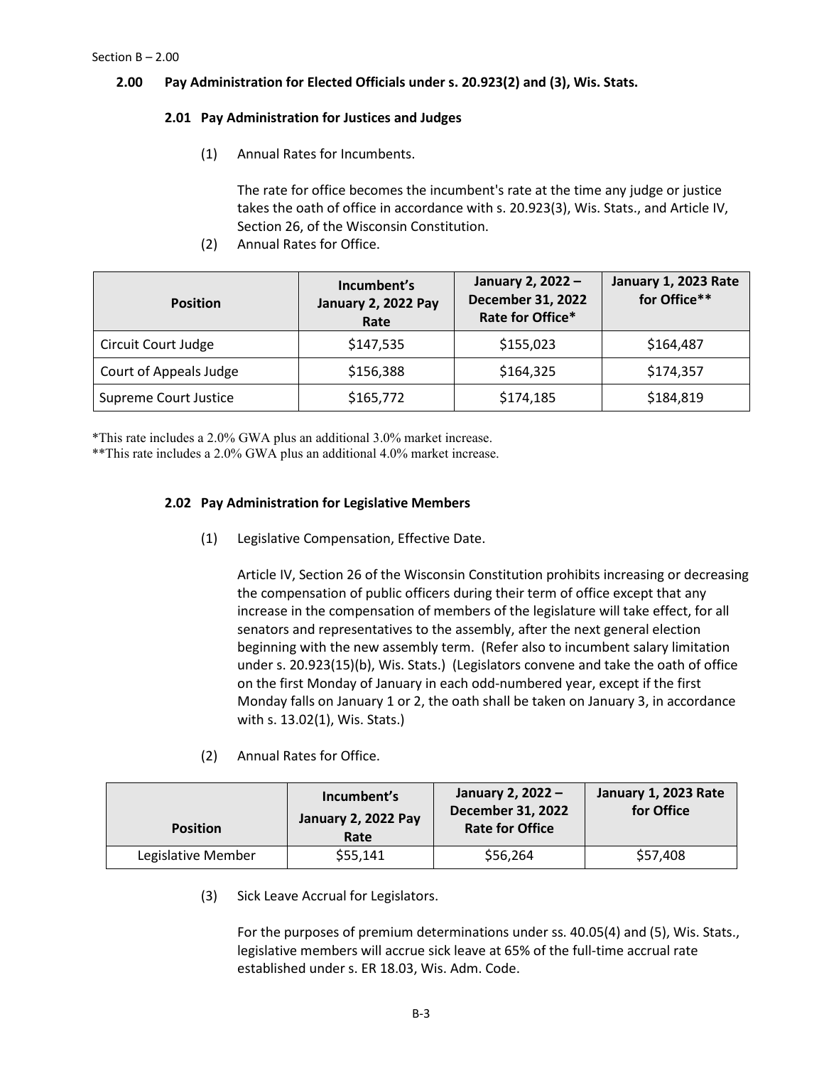## 2.00 Pay Administration for Elected Officials under s. 20.923(2) and (3), Wis. Stats.

### 2.01 Pay Administration for Justices and Judges

(1) Annual Rates for Incumbents.

The rate for office becomes the incumbent's rate at the time any judge or justice takes the oath of office in accordance with s. 20.923(3), Wis. Stats., and Article IV, Section 26, of the Wisconsin Constitution.

(2) Annual Rates for Office.

| Position | Incumbent's January 2, 2022 Pay Rate | January 2, 2022 – December 31, 2022 Rate for Office* | January 1, 2023 Rate for Office** |
|---|---|---|---|
| Circuit Court Judge | $147,535 | $155,023 | $164,487 |
| Court of Appeals Judge | $156,388 | $164,325 | $174,357 |
| Supreme Court Justice | $165,772 | $174,185 | $184,819 |

*This rate includes a 2.0% GWA plus an additional 3.0% market increase.
**This rate includes a 2.0% GWA plus an additional 4.0% market increase.

### 2.02 Pay Administration for Legislative Members

(1) Legislative Compensation, Effective Date.

Article IV, Section 26 of the Wisconsin Constitution prohibits increasing or decreasing the compensation of public officers during their term of office except that any increase in the compensation of members of the legislature will take effect, for all senators and representatives to the assembly, after the next general election beginning with the new assembly term. (Refer also to incumbent salary limitation under s. 20.923(15)(b), Wis. Stats.) (Legislators convene and take the oath of office on the first Monday of January in each odd-numbered year, except if the first Monday falls on January 1 or 2, the oath shall be taken on January 3, in accordance with s. 13.02(1), Wis. Stats.)

(2) Annual Rates for Office.

| Position | Incumbent's January 2, 2022 Pay Rate | January 2, 2022 – December 31, 2022 Rate for Office | January 1, 2023 Rate for Office |
|---|---|---|---|
| Legislative Member | $55,141 | $56,264 | $57,408 |

(3) Sick Leave Accrual for Legislators.

For the purposes of premium determinations under ss. 40.05(4) and (5), Wis. Stats., legislative members will accrue sick leave at 65% of the full-time accrual rate established under s. ER 18.03, Wis. Adm. Code.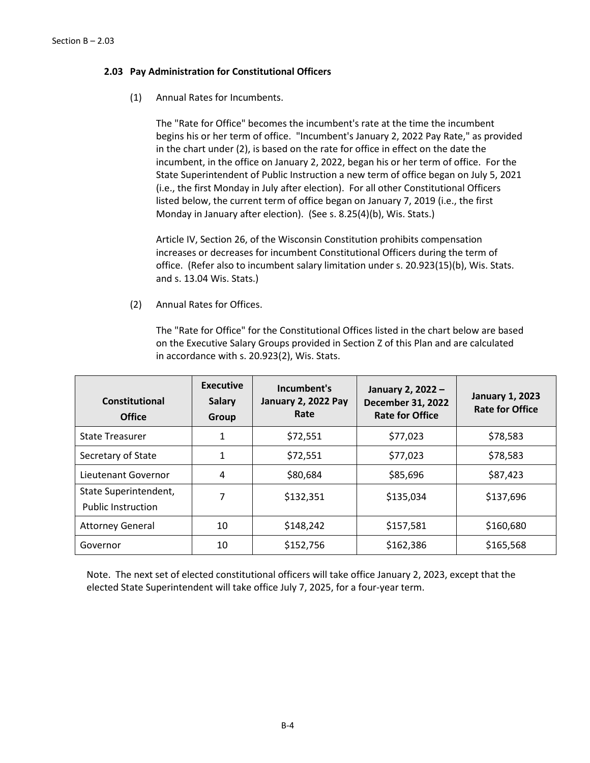### 2.03 Pay Administration for Constitutional Officers

(1) Annual Rates for Incumbents.

The "Rate for Office" becomes the incumbent's rate at the time the incumbent begins his or her term of office. "Incumbent's January 2, 2022 Pay Rate," as provided in the chart under (2), is based on the rate for office in effect on the date the incumbent, in the office on January 2, 2022, began his or her term of office. For the State Superintendent of Public Instruction a new term of office began on July 5, 2021 (i.e., the first Monday in July after election). For all other Constitutional Officers listed below, the current term of office began on January 7, 2019 (i.e., the first Monday in January after election). (See s. 8.25(4)(b), Wis. Stats.)

Article IV, Section 26, of the Wisconsin Constitution prohibits compensation increases or decreases for incumbent Constitutional Officers during the term of office. (Refer also to incumbent salary limitation under s. 20.923(15)(b), Wis. Stats. and s. 13.04 Wis. Stats.)

(2) Annual Rates for Offices.

The "Rate for Office" for the Constitutional Offices listed in the chart below are based on the Executive Salary Groups provided in Section Z of this Plan and are calculated in accordance with s. 20.923(2), Wis. Stats.

| Constitutional Office | Executive Salary Group | Incumbent's January 2, 2022 Pay Rate | January 2, 2022 – December 31, 2022 Rate for Office | January 1, 2023 Rate for Office |
|---|---|---|---|---|
| State Treasurer | 1 | $72,551 | $77,023 | $78,583 |
| Secretary of State | 1 | $72,551 | $77,023 | $78,583 |
| Lieutenant Governor | 4 | $80,684 | $85,696 | $87,423 |
| State Superintendent, Public Instruction | 7 | $132,351 | $135,034 | $137,696 |
| Attorney General | 10 | $148,242 | $157,581 | $160,680 |
| Governor | 10 | $152,756 | $162,386 | $165,568 |

Note. The next set of elected constitutional officers will take office January 2, 2023, except that the elected State Superintendent will take office July 7, 2025, for a four-year term.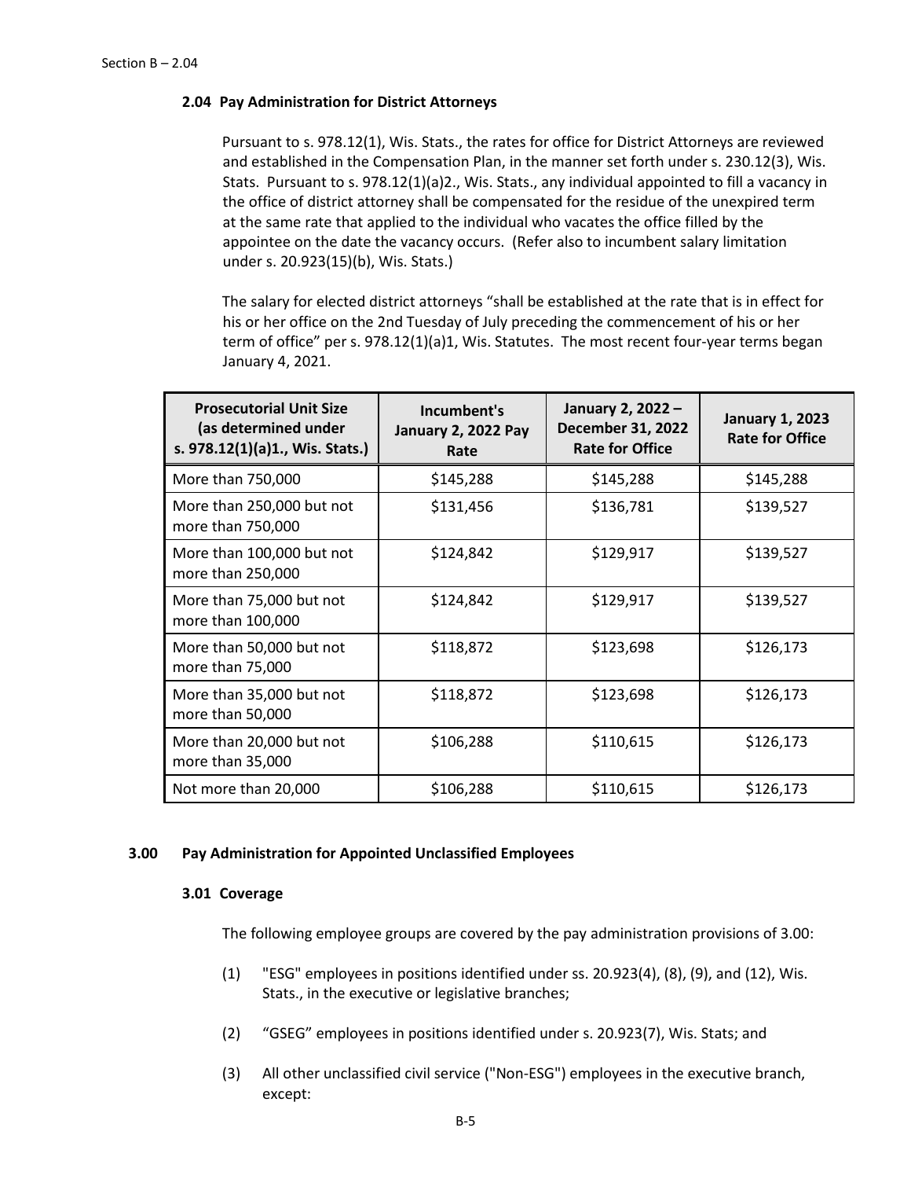### 2.04 Pay Administration for District Attorneys

Pursuant to s. 978.12(1), Wis. Stats., the rates for office for District Attorneys are reviewed and established in the Compensation Plan, in the manner set forth under s. 230.12(3), Wis. Stats. Pursuant to s. 978.12(1)(a)2., Wis. Stats., any individual appointed to fill a vacancy in the office of district attorney shall be compensated for the residue of the unexpired term at the same rate that applied to the individual who vacates the office filled by the appointee on the date the vacancy occurs. (Refer also to incumbent salary limitation under s. 20.923(15)(b), Wis. Stats.)

The salary for elected district attorneys "shall be established at the rate that is in effect for his or her office on the 2nd Tuesday of July preceding the commencement of his or her term of office" per s. 978.12(1)(a)1, Wis. Statutes. The most recent four-year terms began January 4, 2021.

| Prosecutorial Unit Size (as determined under s. 978.12(1)(a)1., Wis. Stats.) | Incumbent's January 2, 2022 Pay Rate | January 2, 2022 – December 31, 2022 Rate for Office | January 1, 2023 Rate for Office |
|---|---|---|---|
| More than 750,000 | $145,288 | $145,288 | $145,288 |
| More than 250,000 but not more than 750,000 | $131,456 | $136,781 | $139,527 |
| More than 100,000 but not more than 250,000 | $124,842 | $129,917 | $139,527 |
| More than 75,000 but not more than 100,000 | $124,842 | $129,917 | $139,527 |
| More than 50,000 but not more than 75,000 | $118,872 | $123,698 | $126,173 |
| More than 35,000 but not more than 50,000 | $118,872 | $123,698 | $126,173 |
| More than 20,000 but not more than 35,000 | $106,288 | $110,615 | $126,173 |
| Not more than 20,000 | $106,288 | $110,615 | $126,173 |

## 3.00 Pay Administration for Appointed Unclassified Employees

### 3.01 Coverage

The following employee groups are covered by the pay administration provisions of 3.00:

(1) "ESG" employees in positions identified under ss. 20.923(4), (8), (9), and (12), Wis. Stats., in the executive or legislative branches;

(2) "GSEG" employees in positions identified under s. 20.923(7), Wis. Stats; and

(3) All other unclassified civil service ("Non-ESG") employees in the executive branch, except: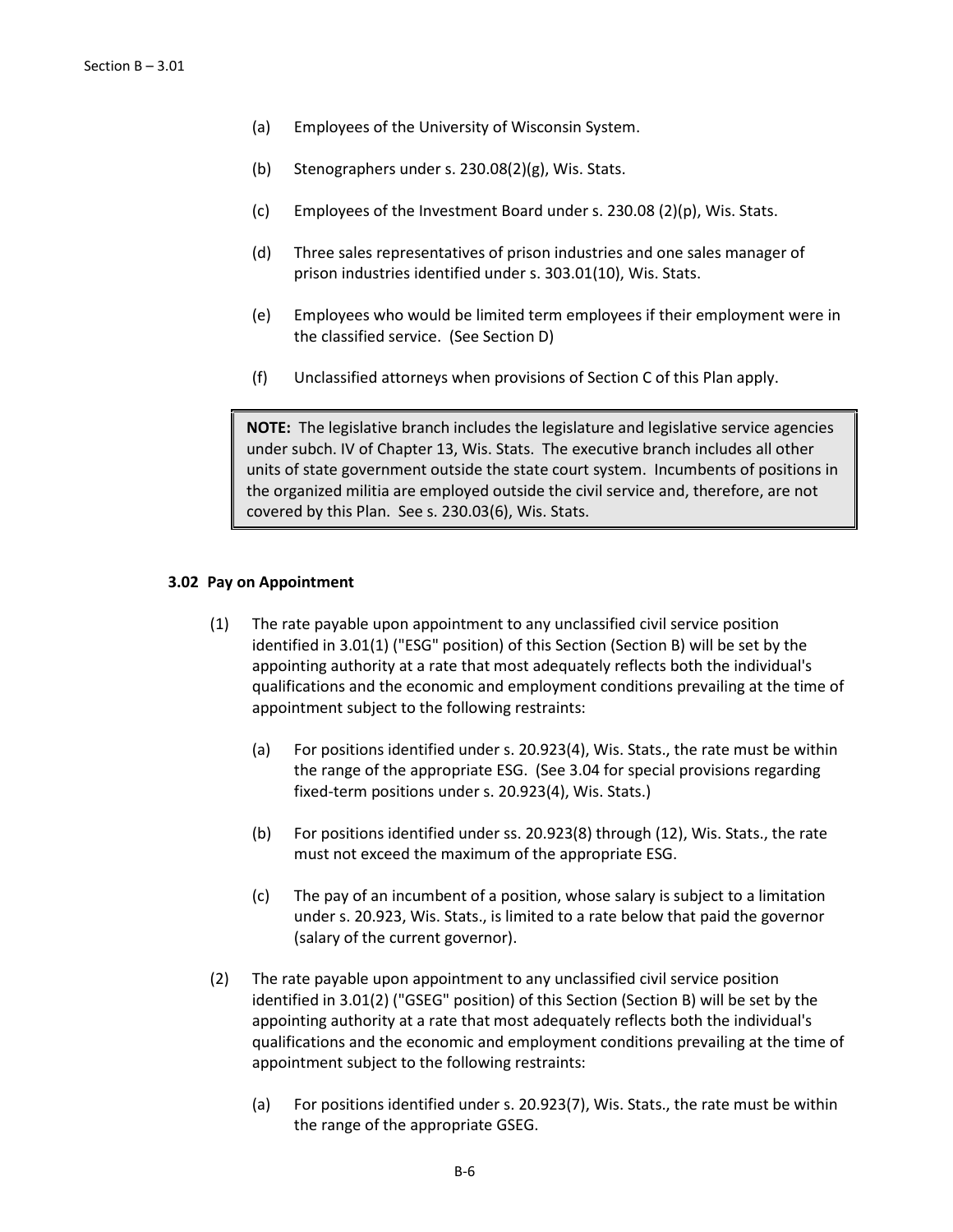(a) Employees of the University of Wisconsin System.

(b) Stenographers under s. 230.08(2)(g), Wis. Stats.

(c) Employees of the Investment Board under s. 230.08 (2)(p), Wis. Stats.

(d) Three sales representatives of prison industries and one sales manager of prison industries identified under s. 303.01(10), Wis. Stats.

(e) Employees who would be limited term employees if their employment were in the classified service. (See Section D)

(f) Unclassified attorneys when provisions of Section C of this Plan apply.

> **NOTE:** The legislative branch includes the legislature and legislative service agencies under subch. IV of Chapter 13, Wis. Stats. The executive branch includes all other units of state government outside the state court system. Incumbents of positions in the organized militia are employed outside the civil service and, therefore, are not covered by this Plan. See s. 230.03(6), Wis. Stats.

### 3.02 Pay on Appointment

(1) The rate payable upon appointment to any unclassified civil service position identified in 3.01(1) ("ESG" position) of this Section (Section B) will be set by the appointing authority at a rate that most adequately reflects both the individual's qualifications and the economic and employment conditions prevailing at the time of appointment subject to the following restraints:

(a) For positions identified under s. 20.923(4), Wis. Stats., the rate must be within the range of the appropriate ESG. (See 3.04 for special provisions regarding fixed-term positions under s. 20.923(4), Wis. Stats.)

(b) For positions identified under ss. 20.923(8) through (12), Wis. Stats., the rate must not exceed the maximum of the appropriate ESG.

(c) The pay of an incumbent of a position, whose salary is subject to a limitation under s. 20.923, Wis. Stats., is limited to a rate below that paid the governor (salary of the current governor).

(2) The rate payable upon appointment to any unclassified civil service position identified in 3.01(2) ("GSEG" position) of this Section (Section B) will be set by the appointing authority at a rate that most adequately reflects both the individual's qualifications and the economic and employment conditions prevailing at the time of appointment subject to the following restraints:

(a) For positions identified under s. 20.923(7), Wis. Stats., the rate must be within the range of the appropriate GSEG.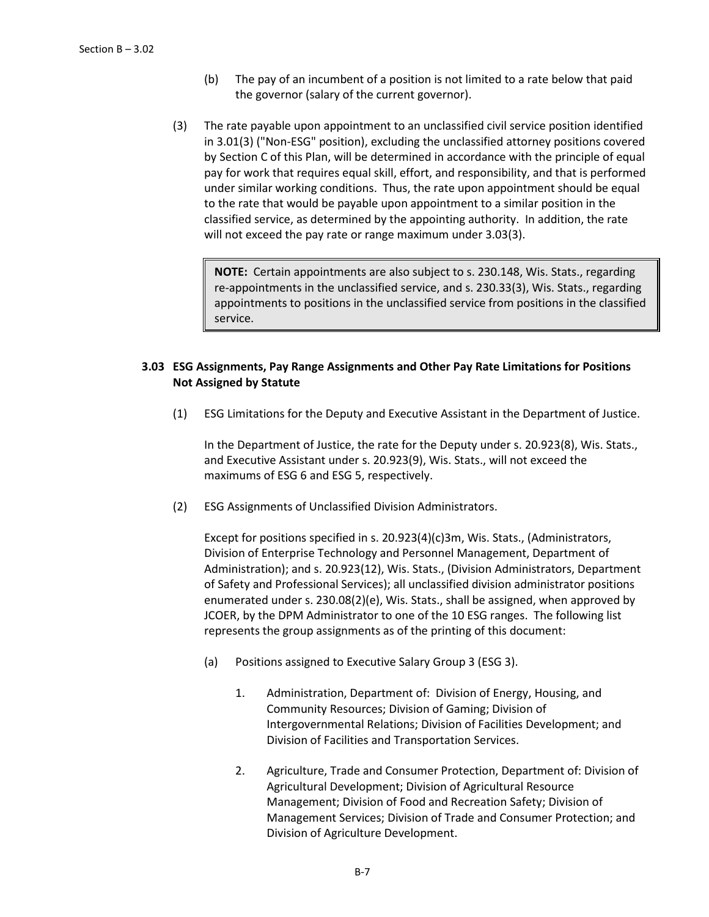(b) The pay of an incumbent of a position is not limited to a rate below that paid the governor (salary of the current governor).

(3) The rate payable upon appointment to an unclassified civil service position identified in 3.01(3) ("Non-ESG" position), excluding the unclassified attorney positions covered by Section C of this Plan, will be determined in accordance with the principle of equal pay for work that requires equal skill, effort, and responsibility, and that is performed under similar working conditions. Thus, the rate upon appointment should be equal to the rate that would be payable upon appointment to a similar position in the classified service, as determined by the appointing authority. In addition, the rate will not exceed the pay rate or range maximum under 3.03(3).

> **NOTE:** Certain appointments are also subject to s. 230.148, Wis. Stats., regarding re-appointments in the unclassified service, and s. 230.33(3), Wis. Stats., regarding appointments to positions in the unclassified service from positions in the classified service.

### 3.03 ESG Assignments, Pay Range Assignments and Other Pay Rate Limitations for Positions Not Assigned by Statute

(1) ESG Limitations for the Deputy and Executive Assistant in the Department of Justice.

In the Department of Justice, the rate for the Deputy under s. 20.923(8), Wis. Stats., and Executive Assistant under s. 20.923(9), Wis. Stats., will not exceed the maximums of ESG 6 and ESG 5, respectively.

(2) ESG Assignments of Unclassified Division Administrators.

Except for positions specified in s. 20.923(4)(c)3m, Wis. Stats., (Administrators, Division of Enterprise Technology and Personnel Management, Department of Administration); and s. 20.923(12), Wis. Stats., (Division Administrators, Department of Safety and Professional Services); all unclassified division administrator positions enumerated under s. 230.08(2)(e), Wis. Stats., shall be assigned, when approved by JCOER, by the DPM Administrator to one of the 10 ESG ranges. The following list represents the group assignments as of the printing of this document:

(a) Positions assigned to Executive Salary Group 3 (ESG 3).

1. Administration, Department of: Division of Energy, Housing, and Community Resources; Division of Gaming; Division of Intergovernmental Relations; Division of Facilities Development; and Division of Facilities and Transportation Services.

2. Agriculture, Trade and Consumer Protection, Department of: Division of Agricultural Development; Division of Agricultural Resource Management; Division of Food and Recreation Safety; Division of Management Services; Division of Trade and Consumer Protection; and Division of Agriculture Development.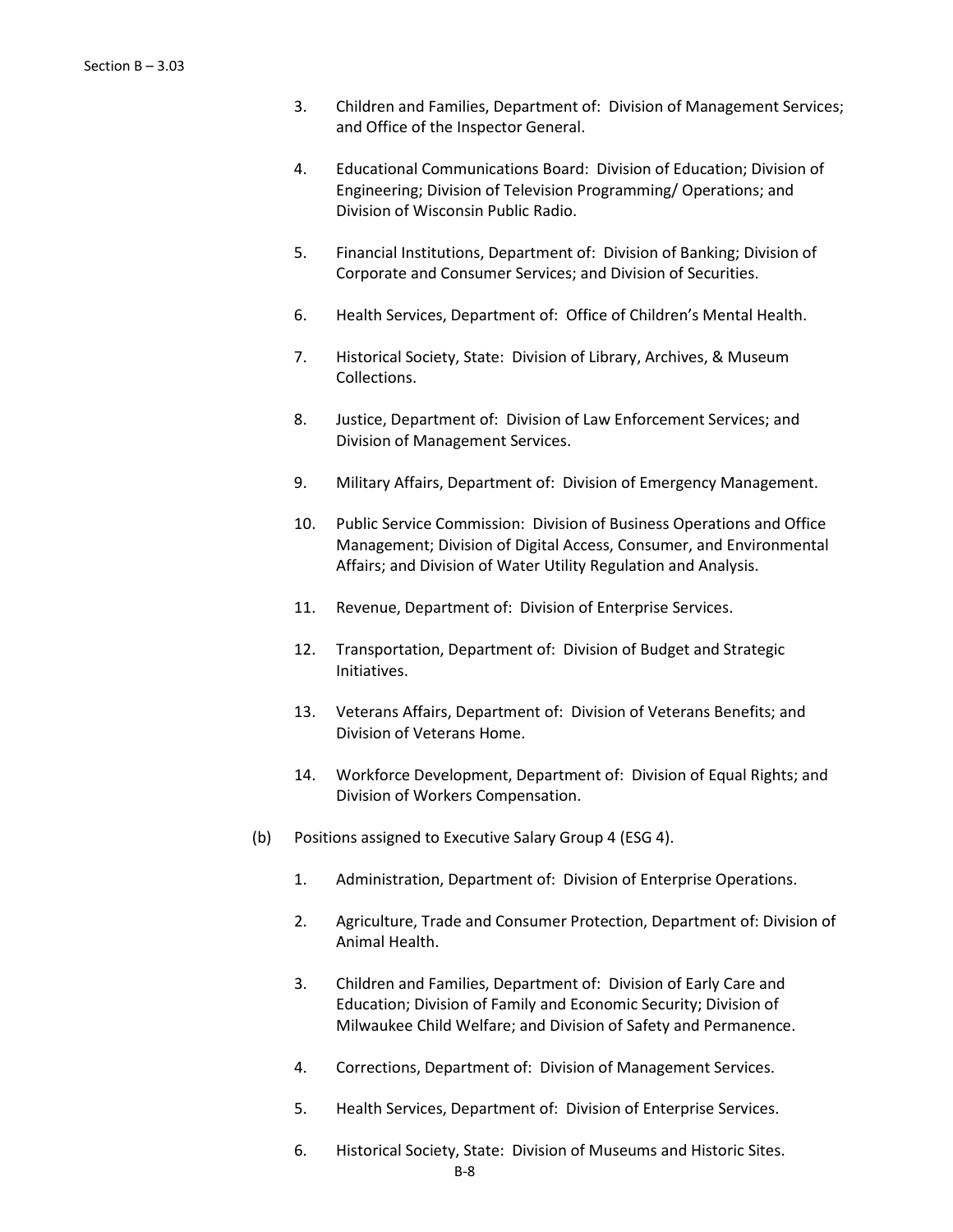3. Children and Families, Department of: Division of Management Services; and Office of the Inspector General.

4. Educational Communications Board: Division of Education; Division of Engineering; Division of Television Programming/ Operations; and Division of Wisconsin Public Radio.

5. Financial Institutions, Department of: Division of Banking; Division of Corporate and Consumer Services; and Division of Securities.

6. Health Services, Department of: Office of Children's Mental Health.

7. Historical Society, State: Division of Library, Archives, & Museum Collections.

8. Justice, Department of: Division of Law Enforcement Services; and Division of Management Services.

9. Military Affairs, Department of: Division of Emergency Management.

10. Public Service Commission: Division of Business Operations and Office Management; Division of Digital Access, Consumer, and Environmental Affairs; and Division of Water Utility Regulation and Analysis.

11. Revenue, Department of: Division of Enterprise Services.

12. Transportation, Department of: Division of Budget and Strategic Initiatives.

13. Veterans Affairs, Department of: Division of Veterans Benefits; and Division of Veterans Home.

14. Workforce Development, Department of: Division of Equal Rights; and Division of Workers Compensation.

(b) Positions assigned to Executive Salary Group 4 (ESG 4).

1. Administration, Department of: Division of Enterprise Operations.

2. Agriculture, Trade and Consumer Protection, Department of: Division of Animal Health.

3. Children and Families, Department of: Division of Early Care and Education; Division of Family and Economic Security; Division of Milwaukee Child Welfare; and Division of Safety and Permanence.

4. Corrections, Department of: Division of Management Services.

5. Health Services, Department of: Division of Enterprise Services.

6. Historical Society, State: Division of Museums and Historic Sites.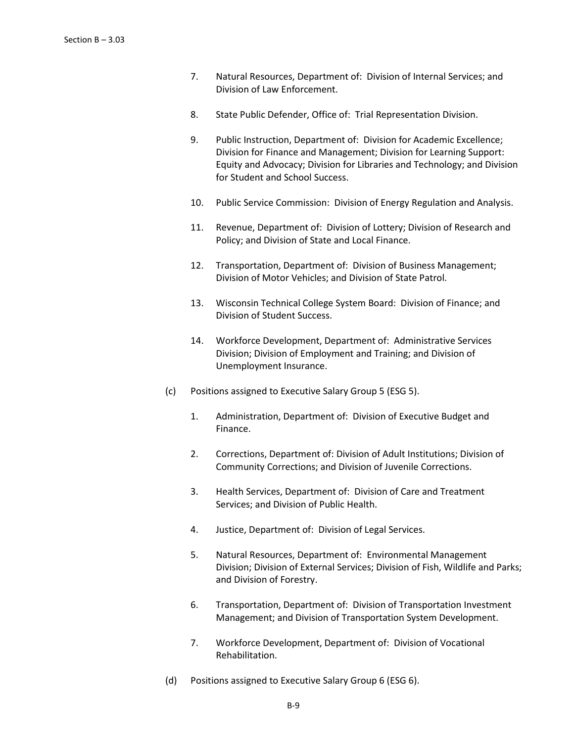7. Natural Resources, Department of: Division of Internal Services; and Division of Law Enforcement.

8. State Public Defender, Office of: Trial Representation Division.

9. Public Instruction, Department of: Division for Academic Excellence; Division for Finance and Management; Division for Learning Support: Equity and Advocacy; Division for Libraries and Technology; and Division for Student and School Success.

10. Public Service Commission: Division of Energy Regulation and Analysis.

11. Revenue, Department of: Division of Lottery; Division of Research and Policy; and Division of State and Local Finance.

12. Transportation, Department of: Division of Business Management; Division of Motor Vehicles; and Division of State Patrol.

13. Wisconsin Technical College System Board: Division of Finance; and Division of Student Success.

14. Workforce Development, Department of: Administrative Services Division; Division of Employment and Training; and Division of Unemployment Insurance.

(c) Positions assigned to Executive Salary Group 5 (ESG 5).

1. Administration, Department of: Division of Executive Budget and Finance.

2. Corrections, Department of: Division of Adult Institutions; Division of Community Corrections; and Division of Juvenile Corrections.

3. Health Services, Department of: Division of Care and Treatment Services; and Division of Public Health.

4. Justice, Department of: Division of Legal Services.

5. Natural Resources, Department of: Environmental Management Division; Division of External Services; Division of Fish, Wildlife and Parks; and Division of Forestry.

6. Transportation, Department of: Division of Transportation Investment Management; and Division of Transportation System Development.

7. Workforce Development, Department of: Division of Vocational Rehabilitation.

(d) Positions assigned to Executive Salary Group 6 (ESG 6).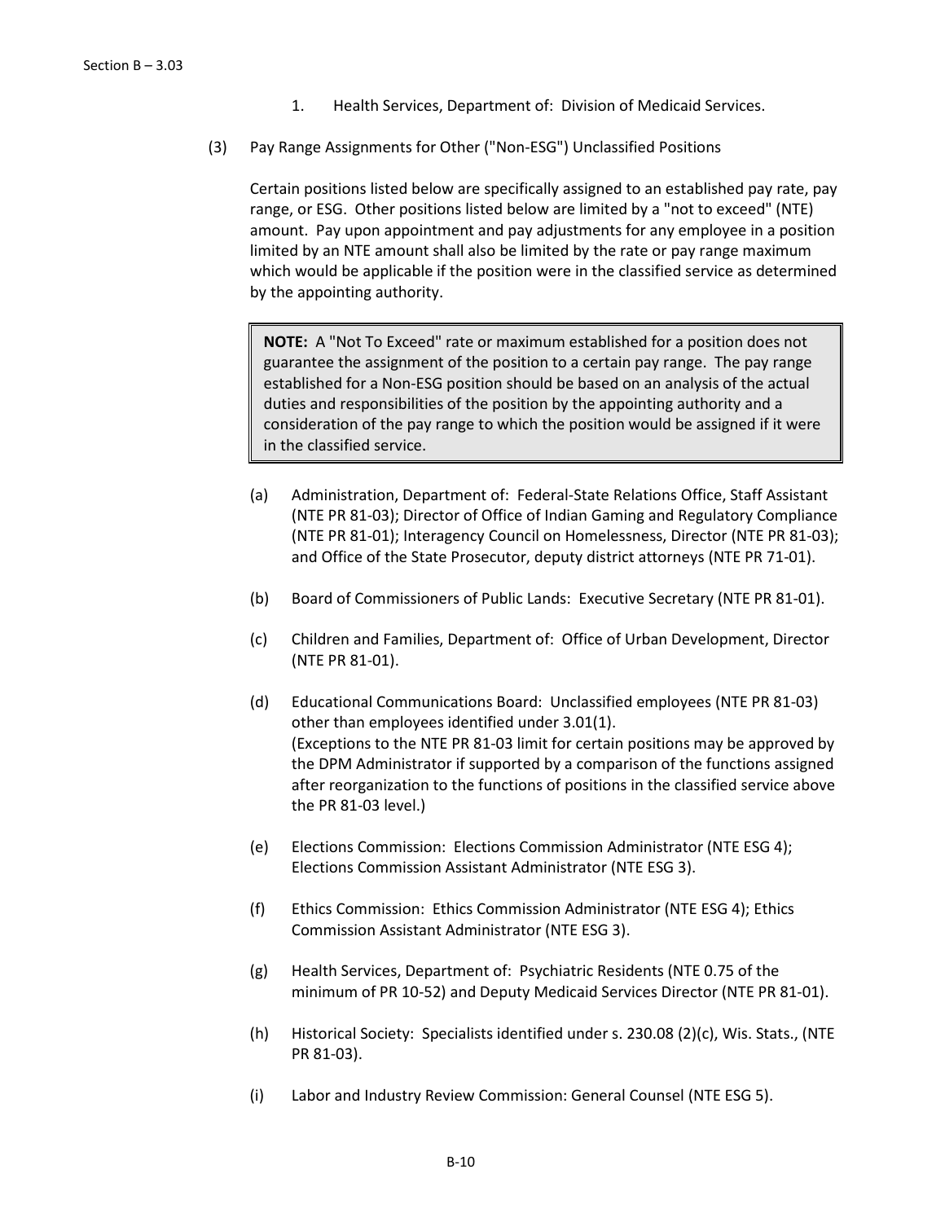1. Health Services, Department of: Division of Medicaid Services.

(3) Pay Range Assignments for Other ("Non-ESG") Unclassified Positions

Certain positions listed below are specifically assigned to an established pay rate, pay range, or ESG. Other positions listed below are limited by a "not to exceed" (NTE) amount. Pay upon appointment and pay adjustments for any employee in a position limited by an NTE amount shall also be limited by the rate or pay range maximum which would be applicable if the position were in the classified service as determined by the appointing authority.

> **NOTE:** A "Not To Exceed" rate or maximum established for a position does not guarantee the assignment of the position to a certain pay range. The pay range established for a Non-ESG position should be based on an analysis of the actual duties and responsibilities of the position by the appointing authority and a consideration of the pay range to which the position would be assigned if it were in the classified service.

(a) Administration, Department of: Federal-State Relations Office, Staff Assistant (NTE PR 81-03); Director of Office of Indian Gaming and Regulatory Compliance (NTE PR 81-01); Interagency Council on Homelessness, Director (NTE PR 81-03); and Office of the State Prosecutor, deputy district attorneys (NTE PR 71-01).

(b) Board of Commissioners of Public Lands: Executive Secretary (NTE PR 81-01).

(c) Children and Families, Department of: Office of Urban Development, Director (NTE PR 81-01).

(d) Educational Communications Board: Unclassified employees (NTE PR 81-03) other than employees identified under 3.01(1).
(Exceptions to the NTE PR 81-03 limit for certain positions may be approved by the DPM Administrator if supported by a comparison of the functions assigned after reorganization to the functions of positions in the classified service above the PR 81-03 level.)

(e) Elections Commission: Elections Commission Administrator (NTE ESG 4); Elections Commission Assistant Administrator (NTE ESG 3).

(f) Ethics Commission: Ethics Commission Administrator (NTE ESG 4); Ethics Commission Assistant Administrator (NTE ESG 3).

(g) Health Services, Department of: Psychiatric Residents (NTE 0.75 of the minimum of PR 10-52) and Deputy Medicaid Services Director (NTE PR 81-01).

(h) Historical Society: Specialists identified under s. 230.08 (2)(c), Wis. Stats., (NTE PR 81-03).

(i) Labor and Industry Review Commission: General Counsel (NTE ESG 5).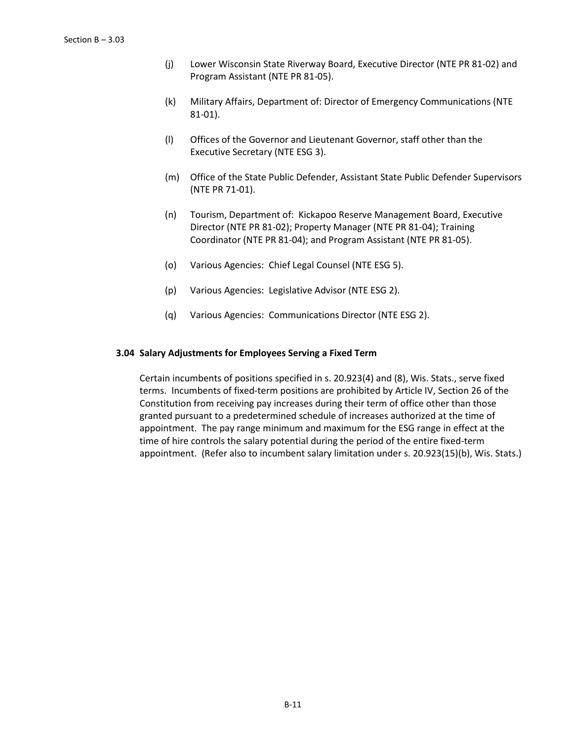(j) Lower Wisconsin State Riverway Board, Executive Director (NTE PR 81-02) and Program Assistant (NTE PR 81-05).

(k) Military Affairs, Department of: Director of Emergency Communications (NTE 81-01).

(l) Offices of the Governor and Lieutenant Governor, staff other than the Executive Secretary (NTE ESG 3).

(m) Office of the State Public Defender, Assistant State Public Defender Supervisors (NTE PR 71-01).

(n) Tourism, Department of: Kickapoo Reserve Management Board, Executive Director (NTE PR 81-02); Property Manager (NTE PR 81-04); Training Coordinator (NTE PR 81-04); and Program Assistant (NTE PR 81-05).

(o) Various Agencies: Chief Legal Counsel (NTE ESG 5).

(p) Various Agencies: Legislative Advisor (NTE ESG 2).

(q) Various Agencies: Communications Director (NTE ESG 2).

### 3.04 Salary Adjustments for Employees Serving a Fixed Term

Certain incumbents of positions specified in s. 20.923(4) and (8), Wis. Stats., serve fixed terms. Incumbents of fixed-term positions are prohibited by Article IV, Section 26 of the Constitution from receiving pay increases during their term of office other than those granted pursuant to a predetermined schedule of increases authorized at the time of appointment. The pay range minimum and maximum for the ESG range in effect at the time of hire controls the salary potential during the period of the entire fixed-term appointment. (Refer also to incumbent salary limitation under s. 20.923(15)(b), Wis. Stats.)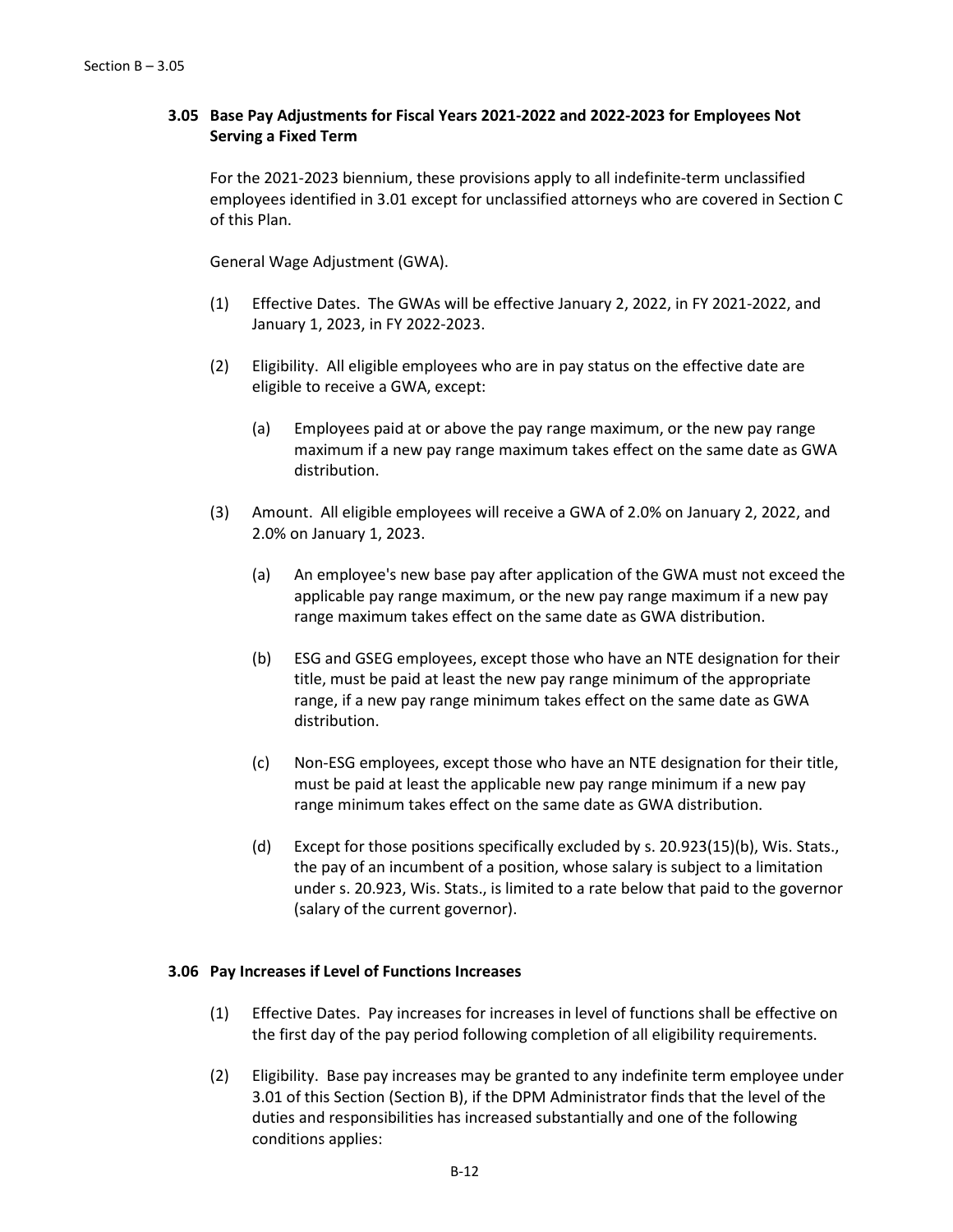### 3.05 Base Pay Adjustments for Fiscal Years 2021-2022 and 2022-2023 for Employees Not Serving a Fixed Term

For the 2021-2023 biennium, these provisions apply to all indefinite-term unclassified employees identified in 3.01 except for unclassified attorneys who are covered in Section C of this Plan.

General Wage Adjustment (GWA).

(1) Effective Dates. The GWAs will be effective January 2, 2022, in FY 2021-2022, and January 1, 2023, in FY 2022-2023.

(2) Eligibility. All eligible employees who are in pay status on the effective date are eligible to receive a GWA, except:

(a) Employees paid at or above the pay range maximum, or the new pay range maximum if a new pay range maximum takes effect on the same date as GWA distribution.

(3) Amount. All eligible employees will receive a GWA of 2.0% on January 2, 2022, and 2.0% on January 1, 2023.

(a) An employee's new base pay after application of the GWA must not exceed the applicable pay range maximum, or the new pay range maximum if a new pay range maximum takes effect on the same date as GWA distribution.

(b) ESG and GSEG employees, except those who have an NTE designation for their title, must be paid at least the new pay range minimum of the appropriate range, if a new pay range minimum takes effect on the same date as GWA distribution.

(c) Non-ESG employees, except those who have an NTE designation for their title, must be paid at least the applicable new pay range minimum if a new pay range minimum takes effect on the same date as GWA distribution.

(d) Except for those positions specifically excluded by s. 20.923(15)(b), Wis. Stats., the pay of an incumbent of a position, whose salary is subject to a limitation under s. 20.923, Wis. Stats., is limited to a rate below that paid to the governor (salary of the current governor).

### 3.06 Pay Increases if Level of Functions Increases

(1) Effective Dates. Pay increases for increases in level of functions shall be effective on the first day of the pay period following completion of all eligibility requirements.

(2) Eligibility. Base pay increases may be granted to any indefinite term employee under 3.01 of this Section (Section B), if the DPM Administrator finds that the level of the duties and responsibilities has increased substantially and one of the following conditions applies: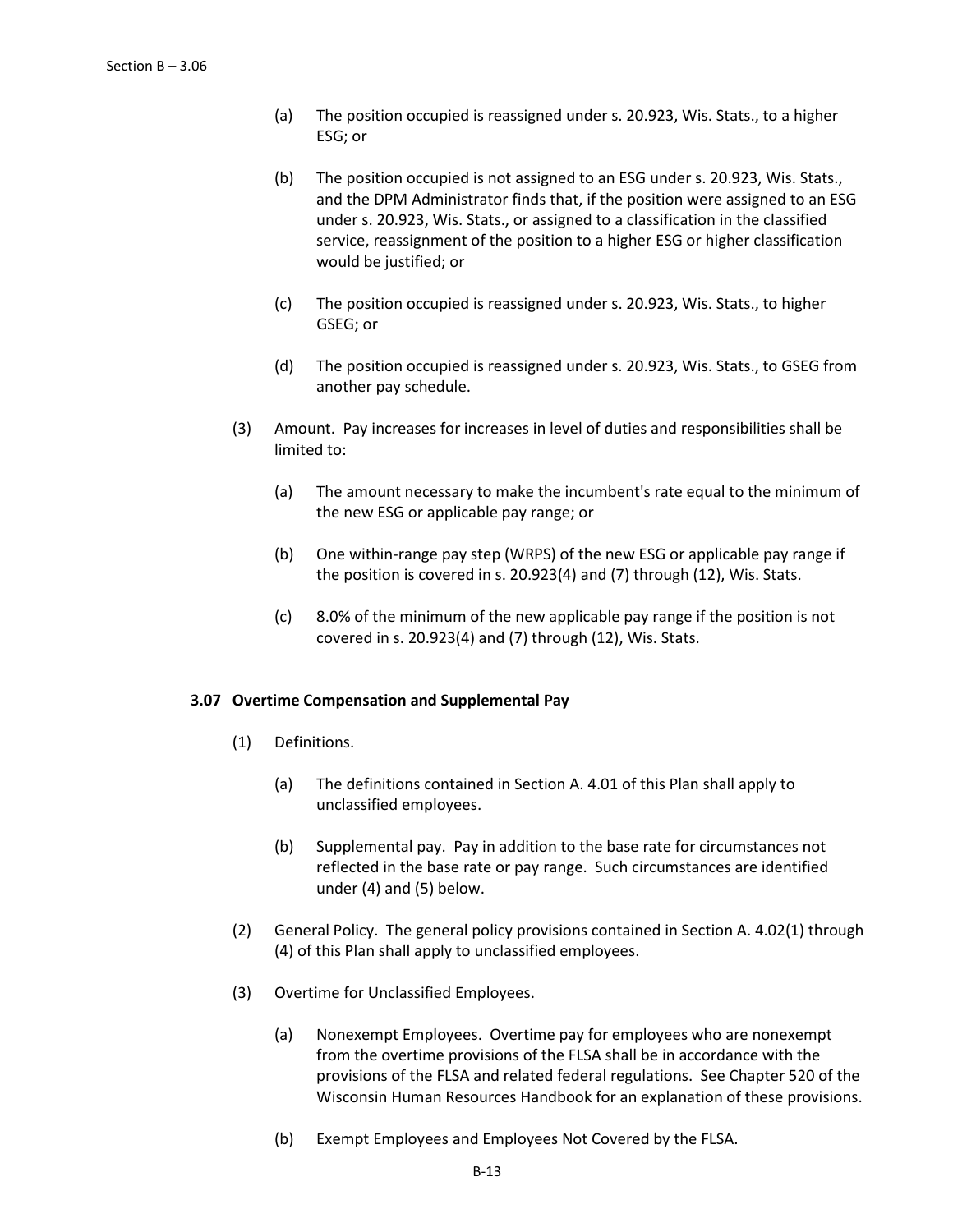(a) The position occupied is reassigned under s. 20.923, Wis. Stats., to a higher ESG; or

(b) The position occupied is not assigned to an ESG under s. 20.923, Wis. Stats., and the DPM Administrator finds that, if the position were assigned to an ESG under s. 20.923, Wis. Stats., or assigned to a classification in the classified service, reassignment of the position to a higher ESG or higher classification would be justified; or

(c) The position occupied is reassigned under s. 20.923, Wis. Stats., to higher GSEG; or

(d) The position occupied is reassigned under s. 20.923, Wis. Stats., to GSEG from another pay schedule.

(3) Amount. Pay increases for increases in level of duties and responsibilities shall be limited to:

(a) The amount necessary to make the incumbent's rate equal to the minimum of the new ESG or applicable pay range; or

(b) One within-range pay step (WRPS) of the new ESG or applicable pay range if the position is covered in s. 20.923(4) and (7) through (12), Wis. Stats.

(c) 8.0% of the minimum of the new applicable pay range if the position is not covered in s. 20.923(4) and (7) through (12), Wis. Stats.

### 3.07 Overtime Compensation and Supplemental Pay

(1) Definitions.

(a) The definitions contained in Section A. 4.01 of this Plan shall apply to unclassified employees.

(b) Supplemental pay. Pay in addition to the base rate for circumstances not reflected in the base rate or pay range. Such circumstances are identified under (4) and (5) below.

(2) General Policy. The general policy provisions contained in Section A. 4.02(1) through (4) of this Plan shall apply to unclassified employees.

(3) Overtime for Unclassified Employees.

(a) Nonexempt Employees. Overtime pay for employees who are nonexempt from the overtime provisions of the FLSA shall be in accordance with the provisions of the FLSA and related federal regulations. See Chapter 520 of the Wisconsin Human Resources Handbook for an explanation of these provisions.

(b) Exempt Employees and Employees Not Covered by the FLSA.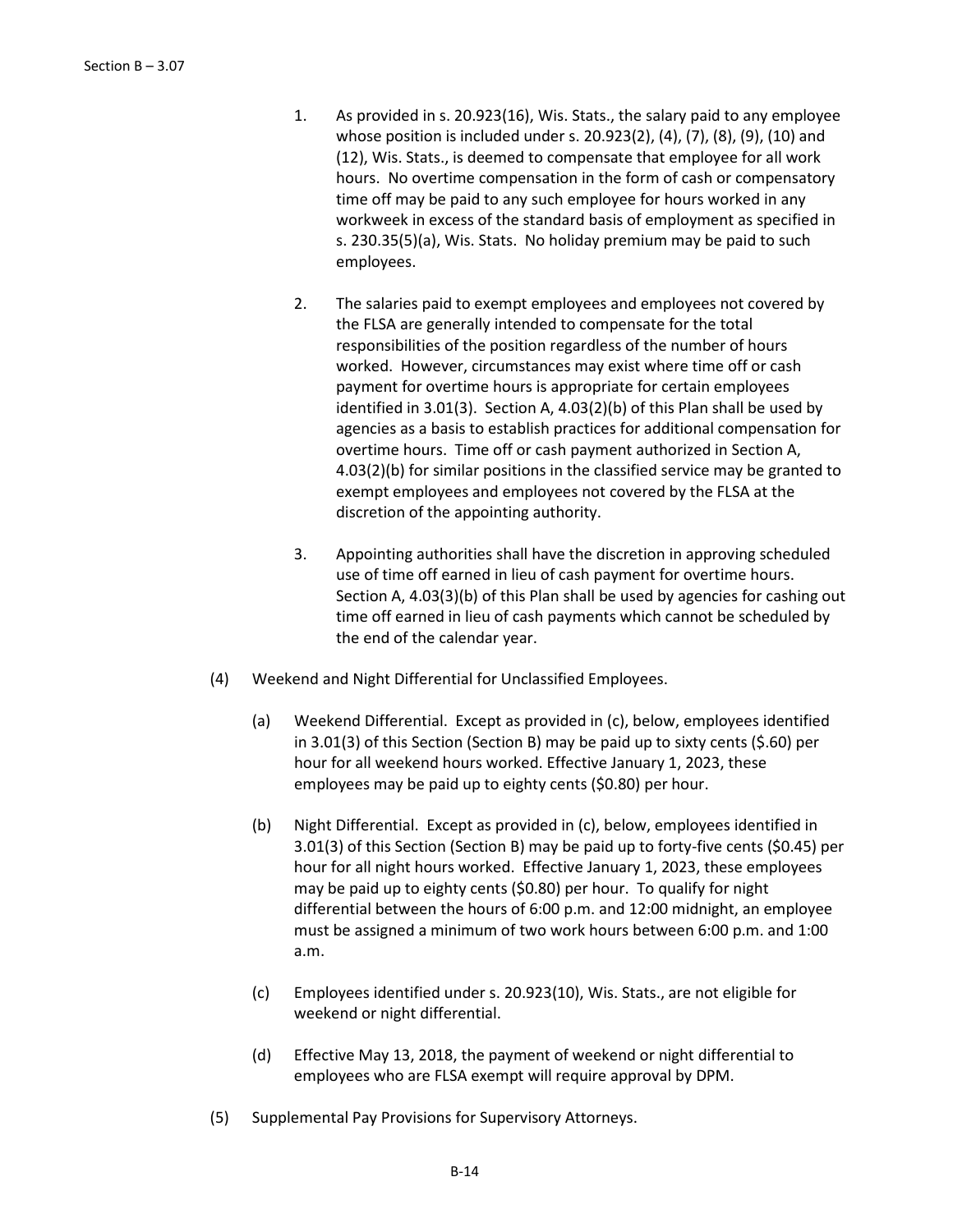1. As provided in s. 20.923(16), Wis. Stats., the salary paid to any employee whose position is included under s. 20.923(2), (4), (7), (8), (9), (10) and (12), Wis. Stats., is deemed to compensate that employee for all work hours. No overtime compensation in the form of cash or compensatory time off may be paid to any such employee for hours worked in any workweek in excess of the standard basis of employment as specified in s. 230.35(5)(a), Wis. Stats. No holiday premium may be paid to such employees.

2. The salaries paid to exempt employees and employees not covered by the FLSA are generally intended to compensate for the total responsibilities of the position regardless of the number of hours worked. However, circumstances may exist where time off or cash payment for overtime hours is appropriate for certain employees identified in 3.01(3). Section A, 4.03(2)(b) of this Plan shall be used by agencies as a basis to establish practices for additional compensation for overtime hours. Time off or cash payment authorized in Section A, 4.03(2)(b) for similar positions in the classified service may be granted to exempt employees and employees not covered by the FLSA at the discretion of the appointing authority.

3. Appointing authorities shall have the discretion in approving scheduled use of time off earned in lieu of cash payment for overtime hours. Section A, 4.03(3)(b) of this Plan shall be used by agencies for cashing out time off earned in lieu of cash payments which cannot be scheduled by the end of the calendar year.

(4) Weekend and Night Differential for Unclassified Employees.

(a) Weekend Differential. Except as provided in (c), below, employees identified in 3.01(3) of this Section (Section B) may be paid up to sixty cents ($.60) per hour for all weekend hours worked. Effective January 1, 2023, these employees may be paid up to eighty cents ($0.80) per hour.

(b) Night Differential. Except as provided in (c), below, employees identified in 3.01(3) of this Section (Section B) may be paid up to forty-five cents ($0.45) per hour for all night hours worked. Effective January 1, 2023, these employees may be paid up to eighty cents ($0.80) per hour. To qualify for night differential between the hours of 6:00 p.m. and 12:00 midnight, an employee must be assigned a minimum of two work hours between 6:00 p.m. and 1:00 a.m.

(c) Employees identified under s. 20.923(10), Wis. Stats., are not eligible for weekend or night differential.

(d) Effective May 13, 2018, the payment of weekend or night differential to employees who are FLSA exempt will require approval by DPM.

(5) Supplemental Pay Provisions for Supervisory Attorneys.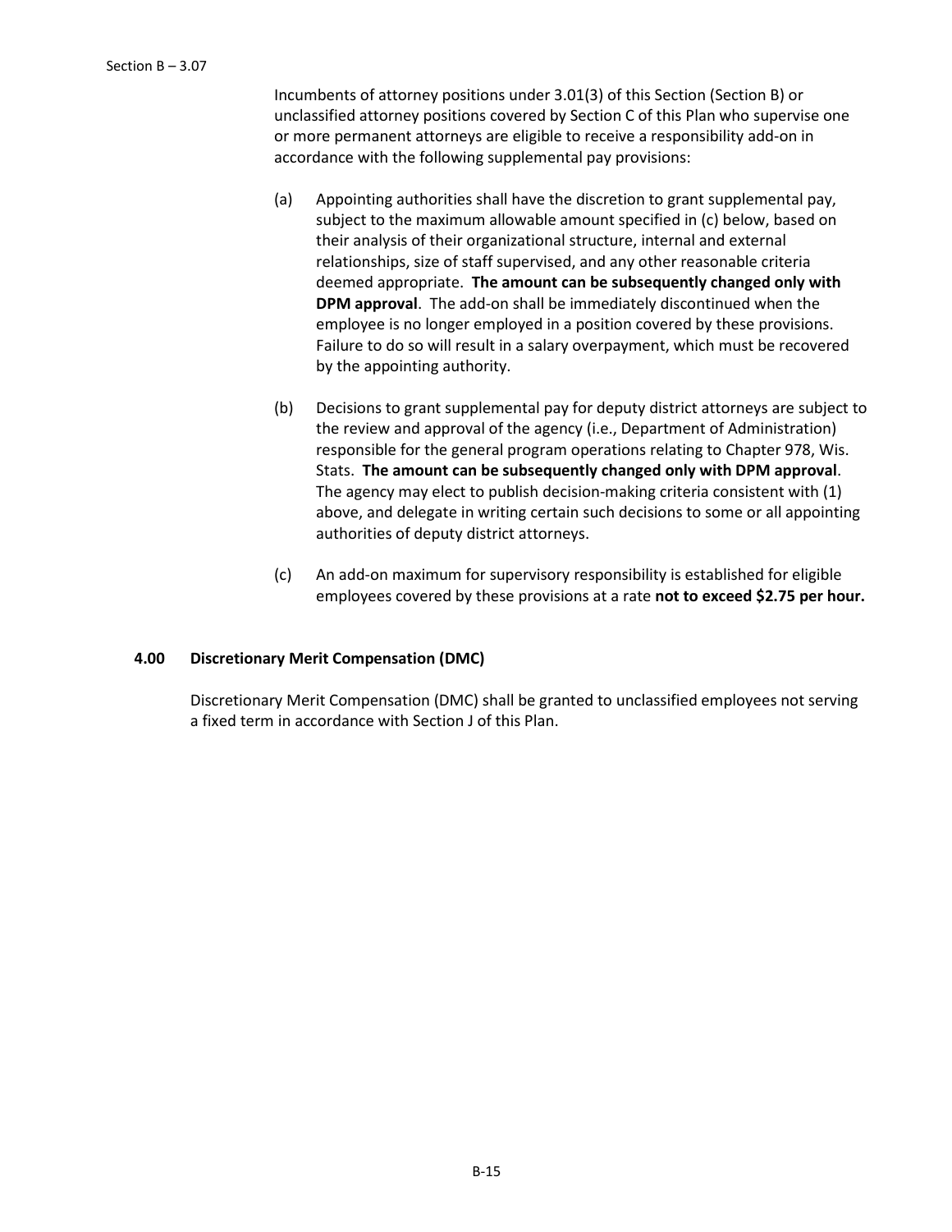Incumbents of attorney positions under 3.01(3) of this Section (Section B) or unclassified attorney positions covered by Section C of this Plan who supervise one or more permanent attorneys are eligible to receive a responsibility add-on in accordance with the following supplemental pay provisions:

(a) Appointing authorities shall have the discretion to grant supplemental pay, subject to the maximum allowable amount specified in (c) below, based on their analysis of their organizational structure, internal and external relationships, size of staff supervised, and any other reasonable criteria deemed appropriate. **The amount can be subsequently changed only with DPM approval**. The add-on shall be immediately discontinued when the employee is no longer employed in a position covered by these provisions. Failure to do so will result in a salary overpayment, which must be recovered by the appointing authority.

(b) Decisions to grant supplemental pay for deputy district attorneys are subject to the review and approval of the agency (i.e., Department of Administration) responsible for the general program operations relating to Chapter 978, Wis. Stats. **The amount can be subsequently changed only with DPM approval**. The agency may elect to publish decision-making criteria consistent with (1) above, and delegate in writing certain such decisions to some or all appointing authorities of deputy district attorneys.

(c) An add-on maximum for supervisory responsibility is established for eligible employees covered by these provisions at a rate **not to exceed $2.75 per hour.**

### 4.00 Discretionary Merit Compensation (DMC)

Discretionary Merit Compensation (DMC) shall be granted to unclassified employees not serving a fixed term in accordance with Section J of this Plan.